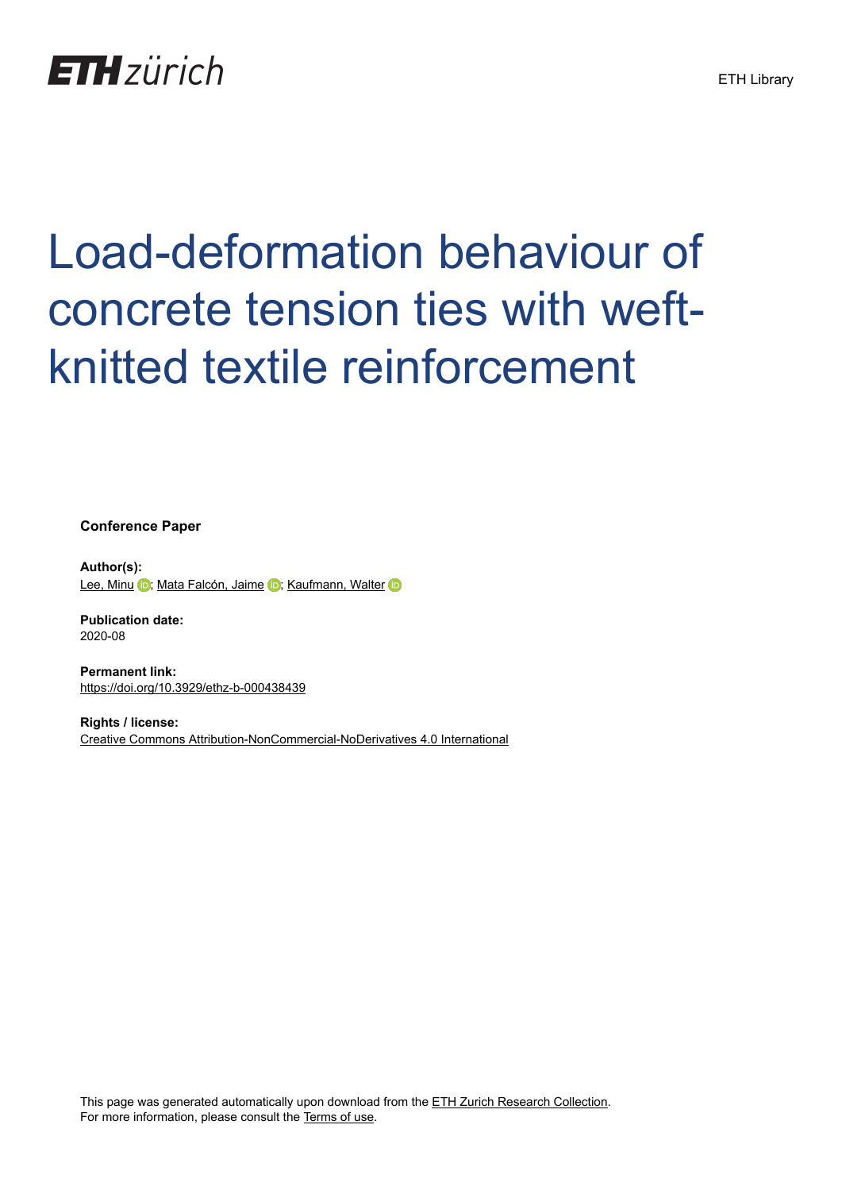ETH zürich

ETH Library

# Load-deformation behaviour of concrete tension ties with weft-knitted textile reinforcement

**Conference Paper**

**Author(s):**
Lee, Minu; Mata Falcón, Jaime; Kaufmann, Walter

**Publication date:**
2020-08

**Permanent link:**
https://doi.org/10.3929/ethz-b-000438439

**Rights / license:**
Creative Commons Attribution-NonCommercial-NoDerivatives 4.0 International

This page was generated automatically upon download from the ETH Zurich Research Collection.
For more information, please consult the Terms of use.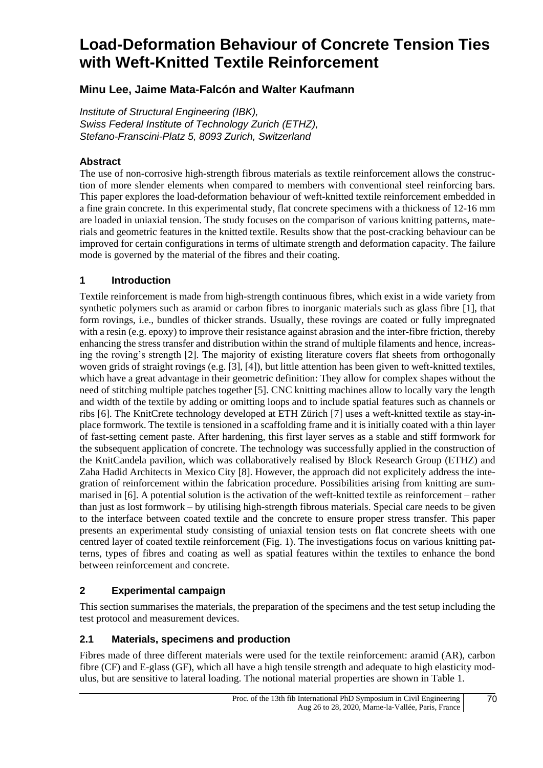# Load-Deformation Behaviour of Concrete Tension Ties with Weft-Knitted Textile Reinforcement

## Minu Lee, Jaime Mata-Falcón and Walter Kaufmann

*Institute of Structural Engineering (IBK),*
*Swiss Federal Institute of Technology Zurich (ETHZ),*
*Stefano-Franscini-Platz 5, 8093 Zurich, Switzerland*

### Abstract

The use of non-corrosive high-strength fibrous materials as textile reinforcement allows the construction of more slender elements when compared to members with conventional steel reinforcing bars. This paper explores the load-deformation behaviour of weft-knitted textile reinforcement embedded in a fine grain concrete. In this experimental study, flat concrete specimens with a thickness of 12-16 mm are loaded in uniaxial tension. The study focuses on the comparison of various knitting patterns, materials and geometric features in the knitted textile. Results show that the post-cracking behaviour can be improved for certain configurations in terms of ultimate strength and deformation capacity. The failure mode is governed by the material of the fibres and their coating.

## 1 Introduction

Textile reinforcement is made from high-strength continuous fibres, which exist in a wide variety from synthetic polymers such as aramid or carbon fibres to inorganic materials such as glass fibre [1], that form rovings, i.e., bundles of thicker strands. Usually, these rovings are coated or fully impregnated with a resin (e.g. epoxy) to improve their resistance against abrasion and the inter-fibre friction, thereby enhancing the stress transfer and distribution within the strand of multiple filaments and hence, increasing the roving's strength [2]. The majority of existing literature covers flat sheets from orthogonally woven grids of straight rovings (e.g. [3], [4]), but little attention has been given to weft-knitted textiles, which have a great advantage in their geometric definition: They allow for complex shapes without the need of stitching multiple patches together [5]. CNC knitting machines allow to locally vary the length and width of the textile by adding or omitting loops and to include spatial features such as channels or ribs [6]. The KnitCrete technology developed at ETH Zürich [7] uses a weft-knitted textile as stay-in-place formwork. The textile is tensioned in a scaffolding frame and it is initially coated with a thin layer of fast-setting cement paste. After hardening, this first layer serves as a stable and stiff formwork for the subsequent application of concrete. The technology was successfully applied in the construction of the KnitCandela pavilion, which was collaboratively realised by Block Research Group (ETHZ) and Zaha Hadid Architects in Mexico City [8]. However, the approach did not explicitely address the integration of reinforcement within the fabrication procedure. Possibilities arising from knitting are summarised in [6]. A potential solution is the activation of the weft-knitted textile as reinforcement – rather than just as lost formwork – by utilising high-strength fibrous materials. Special care needs to be given to the interface between coated textile and the concrete to ensure proper stress transfer. This paper presents an experimental study consisting of uniaxial tension tests on flat concrete sheets with one centred layer of coated textile reinforcement (Fig. 1). The investigations focus on various knitting patterns, types of fibres and coating as well as spatial features within the textiles to enhance the bond between reinforcement and concrete.

## 2 Experimental campaign

This section summarises the materials, the preparation of the specimens and the test setup including the test protocol and measurement devices.

### 2.1 Materials, specimens and production

Fibres made of three different materials were used for the textile reinforcement: aramid (AR), carbon fibre (CF) and E-glass (GF), which all have a high tensile strength and adequate to high elasticity modulus, but are sensitive to lateral loading. The notional material properties are shown in Table 1.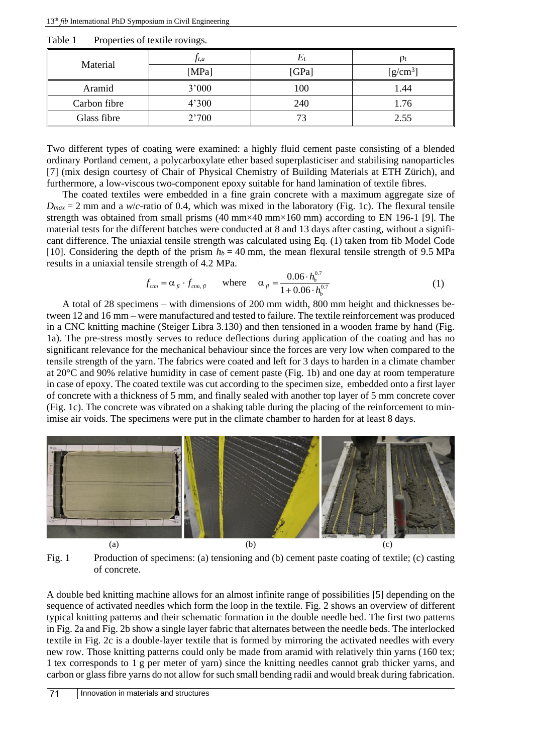Table 1 Properties of textile rovings.

| Material | $f_{t,u}$ [MPa] | $E_t$ [GPa] | $\rho_t$ [g/cm³] |
|---|---|---|---|
| Aramid | 3'000 | 100 | 1.44 |
| Carbon fibre | 4'300 | 240 | 1.76 |
| Glass fibre | 2'700 | 73 | 2.55 |

Two different types of coating were examined: a highly fluid cement paste consisting of a blended ordinary Portland cement, a polycarboxylate ether based superplasticiser and stabilising nanoparticles [7] (mix design courtesy of Chair of Physical Chemistry of Building Materials at ETH Zürich), and furthermore, a low-viscous two-component epoxy suitable for hand lamination of textile fibres.

The coated textiles were embedded in a fine grain concrete with a maximum aggregate size of $D_{max}$ = 2 mm and a *w/c*-ratio of 0.4, which was mixed in the laboratory (Fig. 1c). The flexural tensile strength was obtained from small prisms (40 mm×40 mm×160 mm) according to EN 196-1 [9]. The material tests for the different batches were conducted at 8 and 13 days after casting, without a significant difference. The uniaxial tensile strength was calculated using Eq. (1) taken from fib Model Code [10]. Considering the depth of the prism $h_b$ = 40 mm, the mean flexural tensile strength of 9.5 MPa results in a uniaxial tensile strength of 4.2 MPa.

$$f_{ctm} = \alpha_{fl} \cdot f_{ctm,fl} \qquad \text{where} \qquad \alpha_{fl} = \frac{0.06 \cdot h_b^{0.7}}{1 + 0.06 \cdot h_b^{0.7}} \tag{1}$$

A total of 28 specimens – with dimensions of 200 mm width, 800 mm height and thicknesses between 12 and 16 mm – were manufactured and tested to failure. The textile reinforcement was produced in a CNC knitting machine (Steiger Libra 3.130) and then tensioned in a wooden frame by hand (Fig. 1a). The pre-stress mostly serves to reduce deflections during application of the coating and has no significant relevance for the mechanical behaviour since the forces are very low when compared to the tensile strength of the yarn. The fabrics were coated and left for 3 days to harden in a climate chamber at 20°C and 90% relative humidity in case of cement paste (Fig. 1b) and one day at room temperature in case of epoxy. The coated textile was cut according to the specimen size, embedded onto a first layer of concrete with a thickness of 5 mm, and finally sealed with another top layer of 5 mm concrete cover (Fig. 1c). The concrete was vibrated on a shaking table during the placing of the reinforcement to minimise air voids. The specimens were put in the climate chamber to harden for at least 8 days.

(a) (b) (c)

Fig. 1 Production of specimens: (a) tensioning and (b) cement paste coating of textile; (c) casting of concrete.

A double bed knitting machine allows for an almost infinite range of possibilities [5] depending on the sequence of activated needles which form the loop in the textile. Fig. 2 shows an overview of different typical knitting patterns and their schematic formation in the double needle bed. The first two patterns in Fig. 2a and Fig. 2b show a single layer fabric that alternates between the needle beds. The interlocked textile in Fig. 2c is a double-layer textile that is formed by mirroring the activated needles with every new row. Those knitting patterns could only be made from aramid with relatively thin yarns (160 tex; 1 tex corresponds to 1 g per meter of yarn) since the knitting needles cannot grab thicker yarns, and carbon or glass fibre yarns do not allow for such small bending radii and would break during fabrication.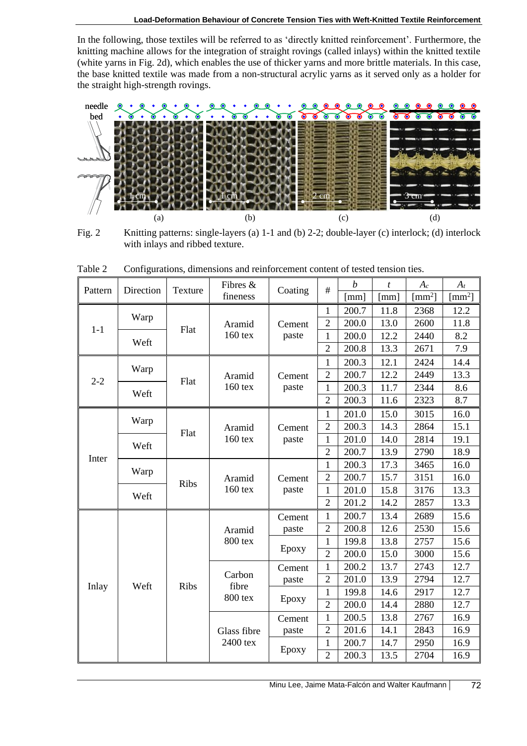In the following, those textiles will be referred to as 'directly knitted reinforcement'. Furthermore, the knitting machine allows for the integration of straight rovings (called inlays) within the knitted textile (white yarns in Fig. 2d), which enables the use of thicker yarns and more brittle materials. In this case, the base knitted textile was made from a non-structural acrylic yarns as it served only as a holder for the straight high-strength rovings.

Fig. 2 Knitting patterns: single-layers (a) 1-1 and (b) 2-2; double-layer (c) interlock; (d) interlock with inlays and ribbed texture.

Table 2 Configurations, dimensions and reinforcement content of tested tension ties.

| Pattern | Direction | Texture | Fibres & fineness | Coating | # | $b$ [mm] | $t$ [mm] | $A_c$ [mm$^2$] | $A_t$ [mm$^2$] |
|---|---|---|---|---|---|---|---|---|---|
| 1-1 | Warp | Flat | Aramid 160 tex | Cement paste | 1 | 200.7 | 11.8 | 2368 | 12.2 |
| | | | | | 2 | 200.0 | 13.0 | 2600 | 11.8 |
| | Weft | | | | 1 | 200.0 | 12.2 | 2440 | 8.2 |
| | | | | | 2 | 200.8 | 13.3 | 2671 | 7.9 |
| 2-2 | Warp | Flat | Aramid 160 tex | Cement paste | 1 | 200.3 | 12.1 | 2424 | 14.4 |
| | | | | | 2 | 200.7 | 12.2 | 2449 | 13.3 |
| | Weft | | | | 1 | 200.3 | 11.7 | 2344 | 8.6 |
| | | | | | 2 | 200.3 | 11.6 | 2323 | 8.7 |
| Inter | Warp | Flat | Aramid 160 tex | Cement paste | 1 | 201.0 | 15.0 | 3015 | 16.0 |
| | | | | | 2 | 200.3 | 14.3 | 2864 | 15.1 |
| | Weft | | | | 1 | 201.0 | 14.0 | 2814 | 19.1 |
| | | | | | 2 | 200.7 | 13.9 | 2790 | 18.9 |
| | Warp | Ribs | Aramid 160 tex | Cement paste | 1 | 200.3 | 17.3 | 3465 | 16.0 |
| | | | | | 2 | 200.7 | 15.7 | 3151 | 16.0 |
| | Weft | | | | 1 | 201.0 | 15.8 | 3176 | 13.3 |
| | | | | | 2 | 201.2 | 14.2 | 2857 | 13.3 |
| Inlay | Weft | Ribs | Aramid 800 tex | Cement paste | 1 | 200.7 | 13.4 | 2689 | 15.6 |
| | | | | | 2 | 200.8 | 12.6 | 2530 | 15.6 |
| | | | | Epoxy | 1 | 199.8 | 13.8 | 2757 | 15.6 |
| | | | | | 2 | 200.0 | 15.0 | 3000 | 15.6 |
| | | | Carbon fibre 800 tex | Cement paste | 1 | 200.2 | 13.7 | 2743 | 12.7 |
| | | | | | 2 | 201.0 | 13.9 | 2794 | 12.7 |
| | | | | Epoxy | 1 | 199.8 | 14.6 | 2917 | 12.7 |
| | | | | | 2 | 200.0 | 14.4 | 2880 | 12.7 |
| | | | Glass fibre 2400 tex | Cement paste | 1 | 200.5 | 13.8 | 2767 | 16.9 |
| | | | | | 2 | 201.6 | 14.1 | 2843 | 16.9 |
| | | | | Epoxy | 1 | 200.7 | 14.7 | 2950 | 16.9 |
| | | | | | 2 | 200.3 | 13.5 | 2704 | 16.9 |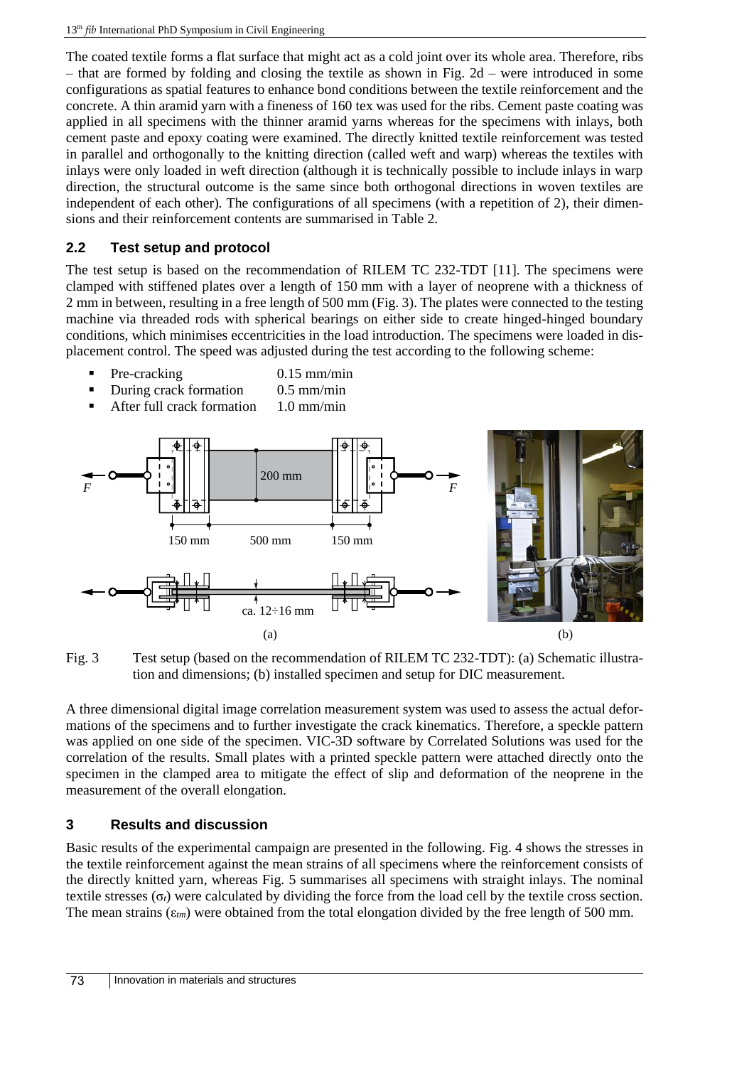The coated textile forms a flat surface that might act as a cold joint over its whole area. Therefore, ribs – that are formed by folding and closing the textile as shown in Fig. 2d – were introduced in some configurations as spatial features to enhance bond conditions between the textile reinforcement and the concrete. A thin aramid yarn with a fineness of 160 tex was used for the ribs. Cement paste coating was applied in all specimens with the thinner aramid yarns whereas for the specimens with inlays, both cement paste and epoxy coating were examined. The directly knitted textile reinforcement was tested in parallel and orthogonally to the knitting direction (called weft and warp) whereas the textiles with inlays were only loaded in weft direction (although it is technically possible to include inlays in warp direction, the structural outcome is the same since both orthogonal directions in woven textiles are independent of each other). The configurations of all specimens (with a repetition of 2), their dimensions and their reinforcement contents are summarised in Table 2.

## 2.2 Test setup and protocol

The test setup is based on the recommendation of RILEM TC 232-TDT [11]. The specimens were clamped with stiffened plates over a length of 150 mm with a layer of neoprene with a thickness of 2 mm in between, resulting in a free length of 500 mm (Fig. 3). The plates were connected to the testing machine via threaded rods with spherical bearings on either side to create hinged-hinged boundary conditions, which minimises eccentricities in the load introduction. The specimens were loaded in displacement control. The speed was adjusted during the test according to the following scheme:

- Pre-cracking 0.15 mm/min
- During crack formation 0.5 mm/min
- After full crack formation 1.0 mm/min

Fig. 3 Test setup (based on the recommendation of RILEM TC 232-TDT): (a) Schematic illustration and dimensions; (b) installed specimen and setup for DIC measurement.

A three dimensional digital image correlation measurement system was used to assess the actual deformations of the specimens and to further investigate the crack kinematics. Therefore, a speckle pattern was applied on one side of the specimen. VIC-3D software by Correlated Solutions was used for the correlation of the results. Small plates with a printed speckle pattern were attached directly onto the specimen in the clamped area to mitigate the effect of slip and deformation of the neoprene in the measurement of the overall elongation.

# 3 Results and discussion

Basic results of the experimental campaign are presented in the following. Fig. 4 shows the stresses in the textile reinforcement against the mean strains of all specimens where the reinforcement consists of the directly knitted yarn, whereas Fig. 5 summarises all specimens with straight inlays. The nominal textile stresses ($\sigma_t$) were calculated by dividing the force from the load cell by the textile cross section. The mean strains ($\varepsilon_{tm}$) were obtained from the total elongation divided by the free length of 500 mm.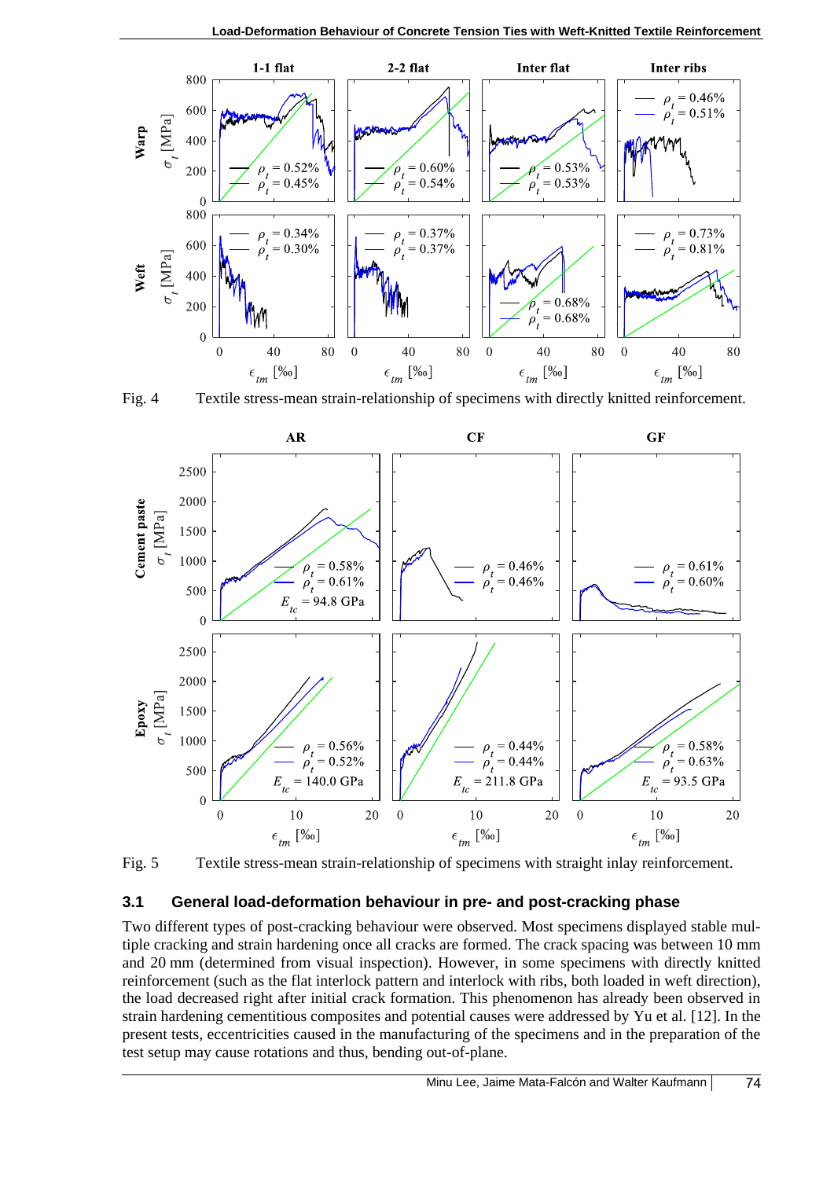Fig. 4 Textile stress-mean strain-relationship of specimens with directly knitted reinforcement.

Fig. 5 Textile stress-mean strain-relationship of specimens with straight inlay reinforcement.

### 3.1 General load-deformation behaviour in pre- and post-cracking phase

Two different types of post-cracking behaviour were observed. Most specimens displayed stable multiple cracking and strain hardening once all cracks are formed. The crack spacing was between 10 mm and 20 mm (determined from visual inspection). However, in some specimens with directly knitted reinforcement (such as the flat interlock pattern and interlock with ribs, both loaded in weft direction), the load decreased right after initial crack formation. This phenomenon has already been observed in strain hardening cementitious composites and potential causes were addressed by Yu et al. [12]. In the present tests, eccentricities caused in the manufacturing of the specimens and in the preparation of the test setup may cause rotations and thus, bending out-of-plane.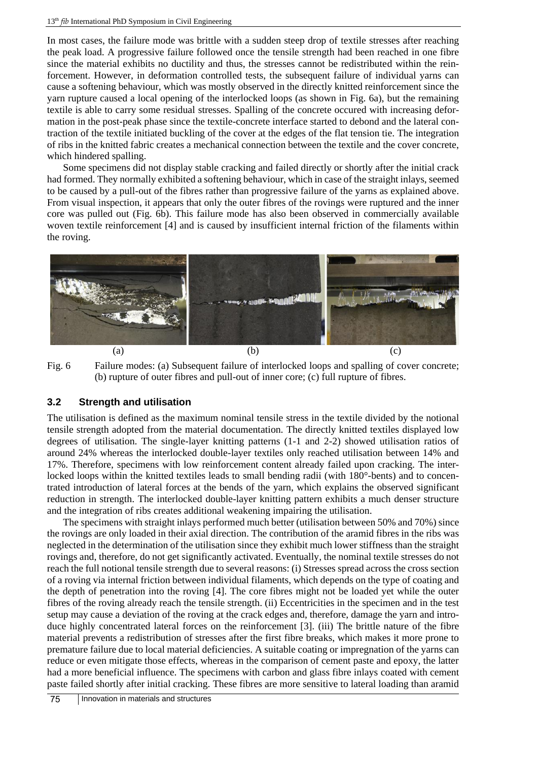In most cases, the failure mode was brittle with a sudden steep drop of textile stresses after reaching the peak load. A progressive failure followed once the tensile strength had been reached in one fibre since the material exhibits no ductility and thus, the stresses cannot be redistributed within the reinforcement. However, in deformation controlled tests, the subsequent failure of individual yarns can cause a softening behaviour, which was mostly observed in the directly knitted reinforcement since the yarn rupture caused a local opening of the interlocked loops (as shown in Fig. 6a), but the remaining textile is able to carry some residual stresses. Spalling of the concrete occured with increasing deformation in the post-peak phase since the textile-concrete interface started to debond and the lateral contraction of the textile initiated buckling of the cover at the edges of the flat tension tie. The integration of ribs in the knitted fabric creates a mechanical connection between the textile and the cover concrete, which hindered spalling.

Some specimens did not display stable cracking and failed directly or shortly after the initial crack had formed. They normally exhibited a softening behaviour, which in case of the straight inlays, seemed to be caused by a pull-out of the fibres rather than progressive failure of the yarns as explained above. From visual inspection, it appears that only the outer fibres of the rovings were ruptured and the inner core was pulled out (Fig. 6b). This failure mode has also been observed in commercially available woven textile reinforcement [4] and is caused by insufficient internal friction of the filaments within the roving.

Fig. 6 Failure modes: (a) Subsequent failure of interlocked loops and spalling of cover concrete; (b) rupture of outer fibres and pull-out of inner core; (c) full rupture of fibres.

### 3.2 Strength and utilisation

The utilisation is defined as the maximum nominal tensile stress in the textile divided by the notional tensile strength adopted from the material documentation. The directly knitted textiles displayed low degrees of utilisation. The single-layer knitting patterns (1-1 and 2-2) showed utilisation ratios of around 24% whereas the interlocked double-layer textiles only reached utilisation between 14% and 17%. Therefore, specimens with low reinforcement content already failed upon cracking. The interlocked loops within the knitted textiles leads to small bending radii (with 180°-bents) and to concentrated introduction of lateral forces at the bends of the yarn, which explains the observed significant reduction in strength. The interlocked double-layer knitting pattern exhibits a much denser structure and the integration of ribs creates additional weakening impairing the utilisation.

The specimens with straight inlays performed much better (utilisation between 50% and 70%) since the rovings are only loaded in their axial direction. The contribution of the aramid fibres in the ribs was neglected in the determination of the utilisation since they exhibit much lower stiffness than the straight rovings and, therefore, do not get significantly activated. Eventually, the nominal textile stresses do not reach the full notional tensile strength due to several reasons: (i) Stresses spread across the cross section of a roving via internal friction between individual filaments, which depends on the type of coating and the depth of penetration into the roving [4]. The core fibres might not be loaded yet while the outer fibres of the roving already reach the tensile strength. (ii) Eccentricities in the specimen and in the test setup may cause a deviation of the roving at the crack edges and, therefore, damage the yarn and introduce highly concentrated lateral forces on the reinforcement [3]. (iii) The brittle nature of the fibre material prevents a redistribution of stresses after the first fibre breaks, which makes it more prone to premature failure due to local material deficiencies. A suitable coating or impregnation of the yarns can reduce or even mitigate those effects, whereas in the comparison of cement paste and epoxy, the latter had a more beneficial influence. The specimens with carbon and glass fibre inlays coated with cement paste failed shortly after initial cracking. These fibres are more sensitive to lateral loading than aramid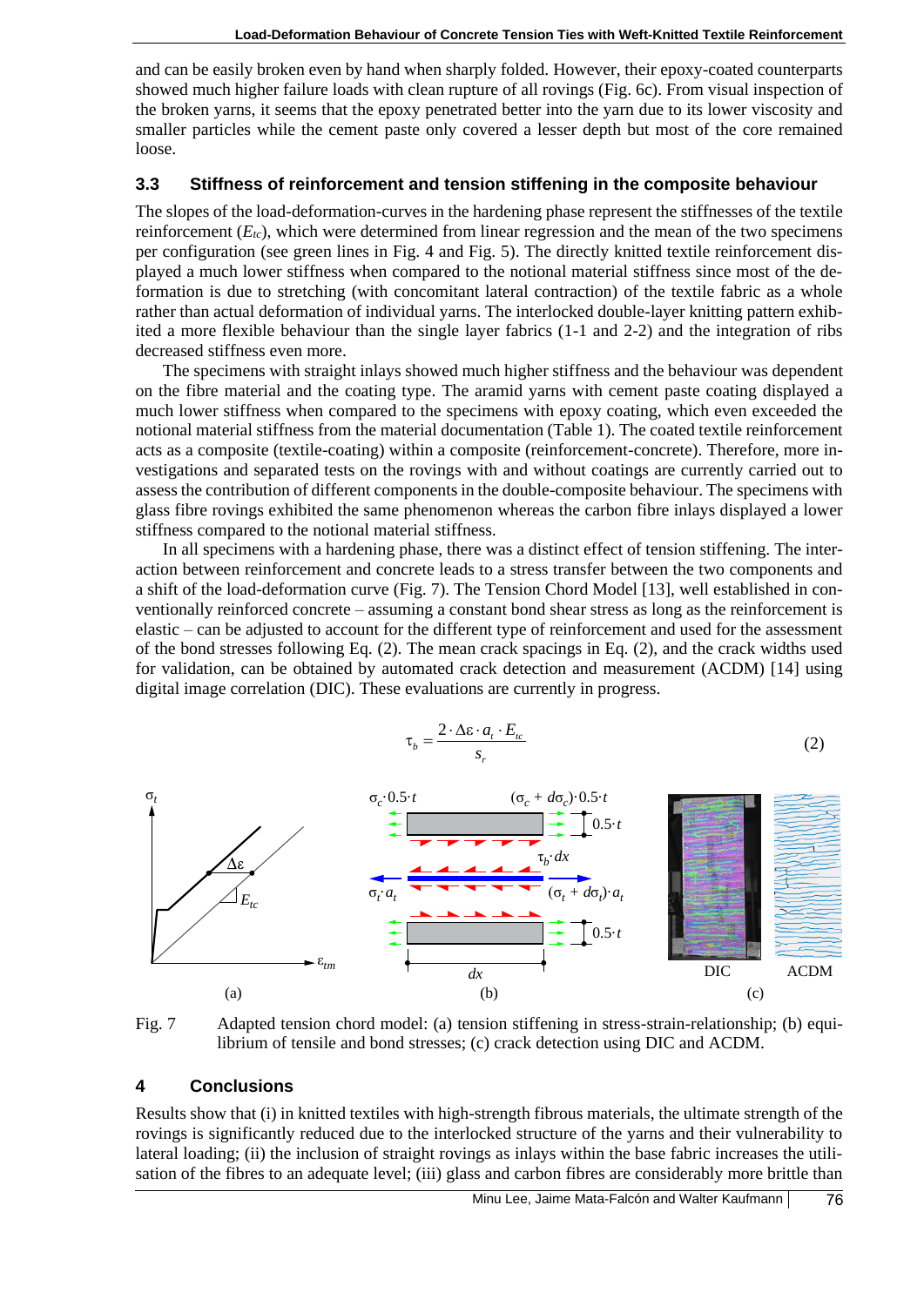and can be easily broken even by hand when sharply folded. However, their epoxy-coated counterparts showed much higher failure loads with clean rupture of all rovings (Fig. 6c). From visual inspection of the broken yarns, it seems that the epoxy penetrated better into the yarn due to its lower viscosity and smaller particles while the cement paste only covered a lesser depth but most of the core remained loose.

### 3.3 Stiffness of reinforcement and tension stiffening in the composite behaviour

The slopes of the load-deformation-curves in the hardening phase represent the stiffnesses of the textile reinforcement ($E_{tc}$), which were determined from linear regression and the mean of the two specimens per configuration (see green lines in Fig. 4 and Fig. 5). The directly knitted textile reinforcement displayed a much lower stiffness when compared to the notional material stiffness since most of the deformation is due to stretching (with concomitant lateral contraction) of the textile fabric as a whole rather than actual deformation of individual yarns. The interlocked double-layer knitting pattern exhibited a more flexible behaviour than the single layer fabrics (1-1 and 2-2) and the integration of ribs decreased stiffness even more.

The specimens with straight inlays showed much higher stiffness and the behaviour was dependent on the fibre material and the coating type. The aramid yarns with cement paste coating displayed a much lower stiffness when compared to the specimens with epoxy coating, which even exceeded the notional material stiffness from the material documentation (Table 1). The coated textile reinforcement acts as a composite (textile-coating) within a composite (reinforcement-concrete). Therefore, more investigations and separated tests on the rovings with and without coatings are currently carried out to assess the contribution of different components in the double-composite behaviour. The specimens with glass fibre rovings exhibited the same phenomenon whereas the carbon fibre inlays displayed a lower stiffness compared to the notional material stiffness.

In all specimens with a hardening phase, there was a distinct effect of tension stiffening. The interaction between reinforcement and concrete leads to a stress transfer between the two components and a shift of the load-deformation curve (Fig. 7). The Tension Chord Model [13], well established in conventionally reinforced concrete – assuming a constant bond shear stress as long as the reinforcement is elastic – can be adjusted to account for the different type of reinforcement and used for the assessment of the bond stresses following Eq. (2). The mean crack spacings in Eq. (2), and the crack widths used for validation, can be obtained by automated crack detection and measurement (ACDM) [14] using digital image correlation (DIC). These evaluations are currently in progress.

$$\tau_b = \frac{2 \cdot \Delta\varepsilon \cdot a_t \cdot E_{tc}}{s_r} \tag{2}$$

Fig. 7 Adapted tension chord model: (a) tension stiffening in stress-strain-relationship; (b) equilibrium of tensile and bond stresses; (c) crack detection using DIC and ACDM.

## 4 Conclusions

Results show that (i) in knitted textiles with high-strength fibrous materials, the ultimate strength of the rovings is significantly reduced due to the interlocked structure of the yarns and their vulnerability to lateral loading; (ii) the inclusion of straight rovings as inlays within the base fabric increases the utilisation of the fibres to an adequate level; (iii) glass and carbon fibres are considerably more brittle than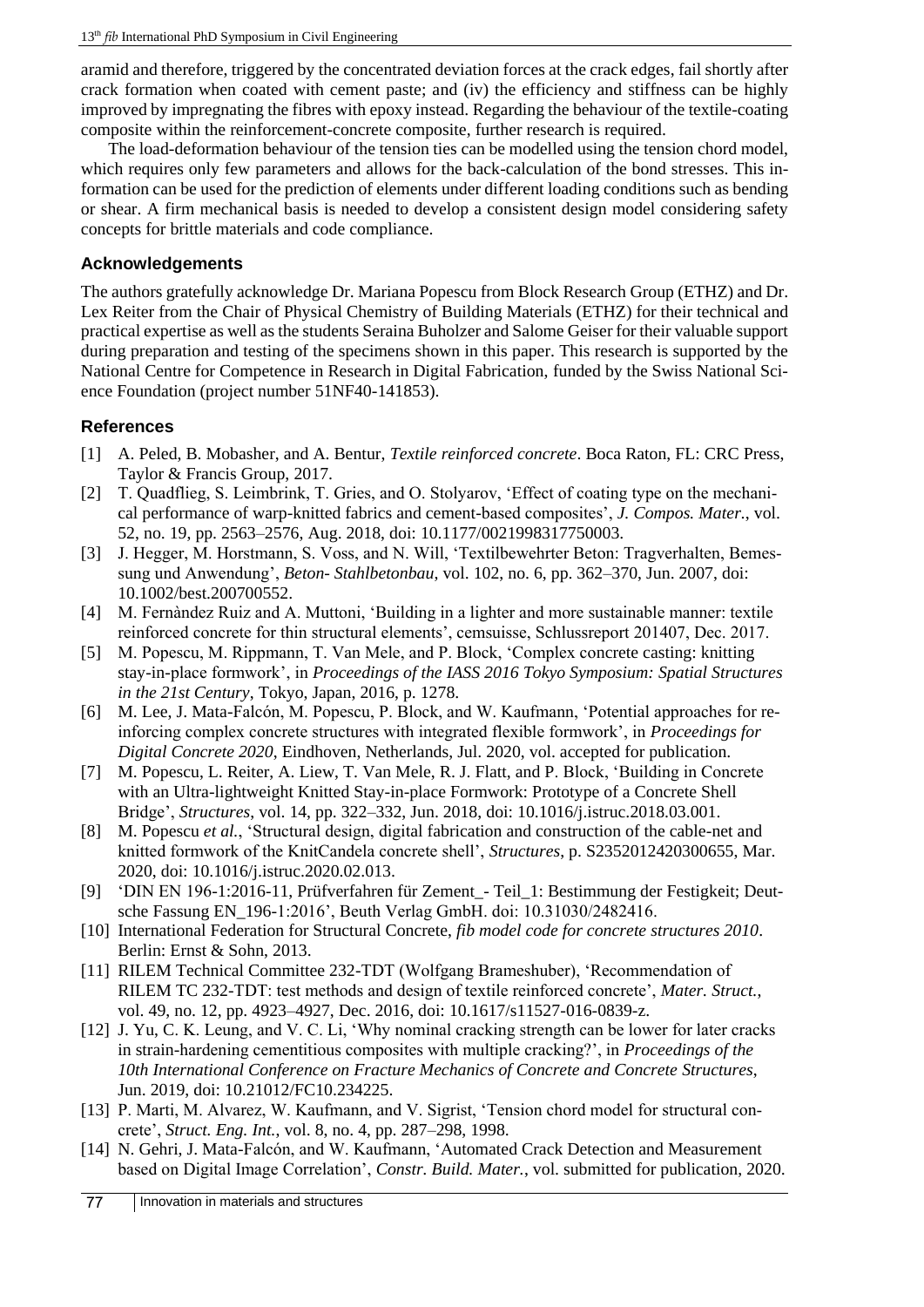aramid and therefore, triggered by the concentrated deviation forces at the crack edges, fail shortly after crack formation when coated with cement paste; and (iv) the efficiency and stiffness can be highly improved by impregnating the fibres with epoxy instead. Regarding the behaviour of the textile-coating composite within the reinforcement-concrete composite, further research is required.

The load-deformation behaviour of the tension ties can be modelled using the tension chord model, which requires only few parameters and allows for the back-calculation of the bond stresses. This information can be used for the prediction of elements under different loading conditions such as bending or shear. A firm mechanical basis is needed to develop a consistent design model considering safety concepts for brittle materials and code compliance.

## Acknowledgements

The authors gratefully acknowledge Dr. Mariana Popescu from Block Research Group (ETHZ) and Dr. Lex Reiter from the Chair of Physical Chemistry of Building Materials (ETHZ) for their technical and practical expertise as well as the students Seraina Buholzer and Salome Geiser for their valuable support during preparation and testing of the specimens shown in this paper. This research is supported by the National Centre for Competence in Research in Digital Fabrication, funded by the Swiss National Science Foundation (project number 51NF40-141853).

## References

[1] A. Peled, B. Mobasher, and A. Bentur, *Textile reinforced concrete*. Boca Raton, FL: CRC Press, Taylor & Francis Group, 2017.

[2] T. Quadflieg, S. Leimbrink, T. Gries, and O. Stolyarov, 'Effect of coating type on the mechanical performance of warp-knitted fabrics and cement-based composites', *J. Compos. Mater.*, vol. 52, no. 19, pp. 2563–2576, Aug. 2018, doi: 10.1177/0021998317750003.

[3] J. Hegger, M. Horstmann, S. Voss, and N. Will, 'Textilbewehrter Beton: Tragverhalten, Bemessung und Anwendung', *Beton- Stahlbetonbau*, vol. 102, no. 6, pp. 362–370, Jun. 2007, doi: 10.1002/best.200700552.

[4] M. Fernàndez Ruiz and A. Muttoni, 'Building in a lighter and more sustainable manner: textile reinforced concrete for thin structural elements', cemsuisse, Schlussreport 201407, Dec. 2017.

[5] M. Popescu, M. Rippmann, T. Van Mele, and P. Block, 'Complex concrete casting: knitting stay-in-place formwork', in *Proceedings of the IASS 2016 Tokyo Symposium: Spatial Structures in the 21st Century*, Tokyo, Japan, 2016, p. 1278.

[6] M. Lee, J. Mata-Falcón, M. Popescu, P. Block, and W. Kaufmann, 'Potential approaches for reinforcing complex concrete structures with integrated flexible formwork', in *Proceedings for Digital Concrete 2020*, Eindhoven, Netherlands, Jul. 2020, vol. accepted for publication.

[7] M. Popescu, L. Reiter, A. Liew, T. Van Mele, R. J. Flatt, and P. Block, 'Building in Concrete with an Ultra-lightweight Knitted Stay-in-place Formwork: Prototype of a Concrete Shell Bridge', *Structures*, vol. 14, pp. 322–332, Jun. 2018, doi: 10.1016/j.istruc.2018.03.001.

[8] M. Popescu *et al.*, 'Structural design, digital fabrication and construction of the cable-net and knitted formwork of the KnitCandela concrete shell', *Structures*, p. S2352012420300655, Mar. 2020, doi: 10.1016/j.istruc.2020.02.013.

[9] 'DIN EN 196-1:2016-11, Prüfverfahren für Zement_- Teil_1: Bestimmung der Festigkeit; Deutsche Fassung EN_196-1:2016', Beuth Verlag GmbH. doi: 10.31030/2482416.

[10] International Federation for Structural Concrete, *fib model code for concrete structures 2010*. Berlin: Ernst & Sohn, 2013.

[11] RILEM Technical Committee 232-TDT (Wolfgang Brameshuber), 'Recommendation of RILEM TC 232-TDT: test methods and design of textile reinforced concrete', *Mater. Struct.*, vol. 49, no. 12, pp. 4923–4927, Dec. 2016, doi: 10.1617/s11527-016-0839-z.

[12] J. Yu, C. K. Leung, and V. C. Li, 'Why nominal cracking strength can be lower for later cracks in strain-hardening cementitious composites with multiple cracking?', in *Proceedings of the 10th International Conference on Fracture Mechanics of Concrete and Concrete Structures*, Jun. 2019, doi: 10.21012/FC10.234225.

[13] P. Marti, M. Alvarez, W. Kaufmann, and V. Sigrist, 'Tension chord model for structural concrete', *Struct. Eng. Int.*, vol. 8, no. 4, pp. 287–298, 1998.

[14] N. Gehri, J. Mata-Falcón, and W. Kaufmann, 'Automated Crack Detection and Measurement based on Digital Image Correlation', *Constr. Build. Mater.*, vol. submitted for publication, 2020.